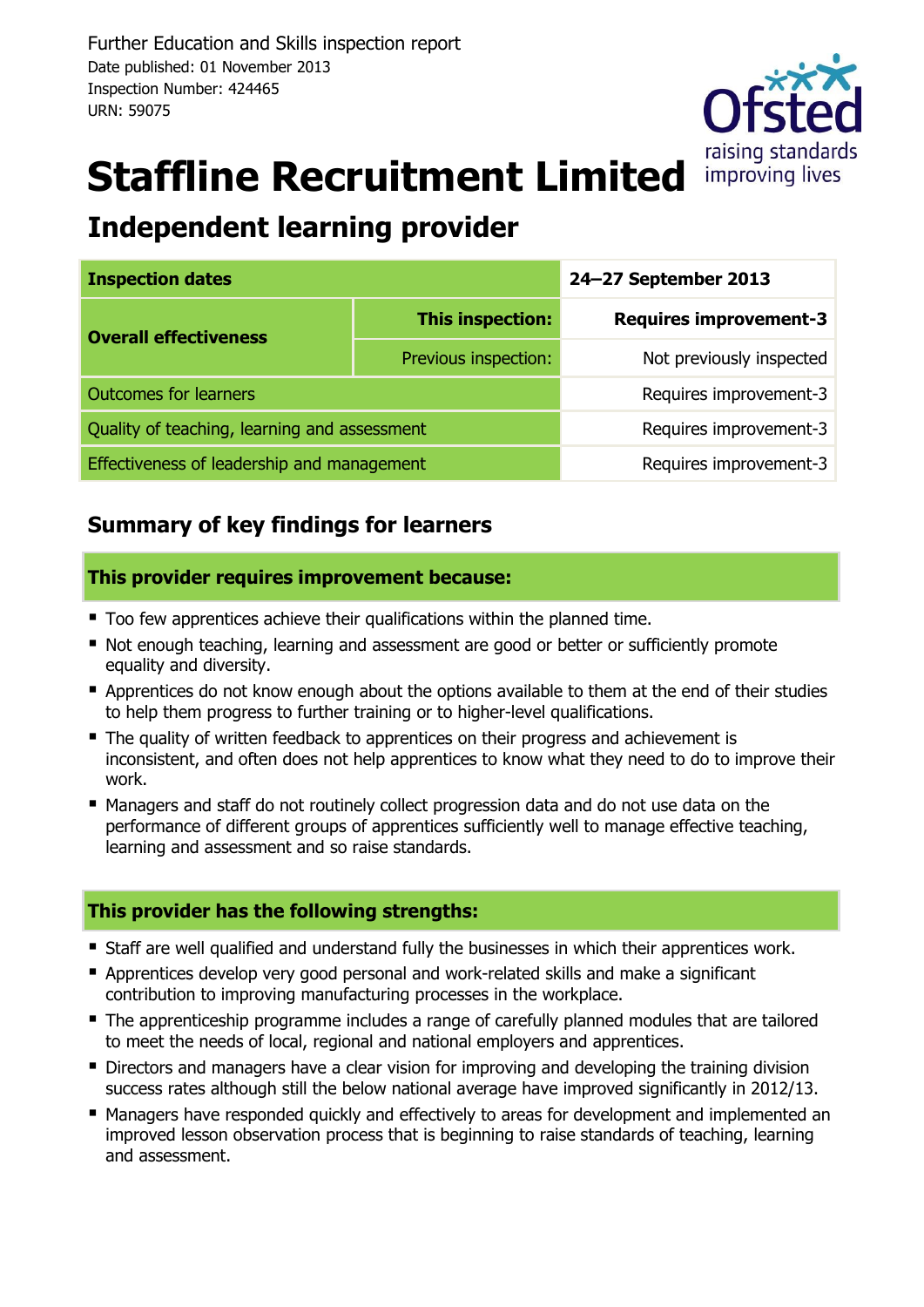Further Education and Skills inspection report
Date published: 01 November 2013
Inspection Number: 424465
URN: 59075

# Staffline Recruitment Limited

## Independent learning provider

| Inspection dates | | 24–27 September 2013 |
|---|---|---|
| **Overall effectiveness** | **This inspection:** | **Requires improvement-3** |
| | Previous inspection: | Not previously inspected |
| Outcomes for learners | | Requires improvement-3 |
| Quality of teaching, learning and assessment | | Requires improvement-3 |
| Effectiveness of leadership and management | | Requires improvement-3 |

## Summary of key findings for learners

### This provider requires improvement because:

- Too few apprentices achieve their qualifications within the planned time.
- Not enough teaching, learning and assessment are good or better or sufficiently promote equality and diversity.
- Apprentices do not know enough about the options available to them at the end of their studies to help them progress to further training or to higher-level qualifications.
- The quality of written feedback to apprentices on their progress and achievement is inconsistent, and often does not help apprentices to know what they need to do to improve their work.
- Managers and staff do not routinely collect progression data and do not use data on the performance of different groups of apprentices sufficiently well to manage effective teaching, learning and assessment and so raise standards.

### This provider has the following strengths:

- Staff are well qualified and understand fully the businesses in which their apprentices work.
- Apprentices develop very good personal and work-related skills and make a significant contribution to improving manufacturing processes in the workplace.
- The apprenticeship programme includes a range of carefully planned modules that are tailored to meet the needs of local, regional and national employers and apprentices.
- Directors and managers have a clear vision for improving and developing the training division success rates although still the below national average have improved significantly in 2012/13.
- Managers have responded quickly and effectively to areas for development and implemented an improved lesson observation process that is beginning to raise standards of teaching, learning and assessment.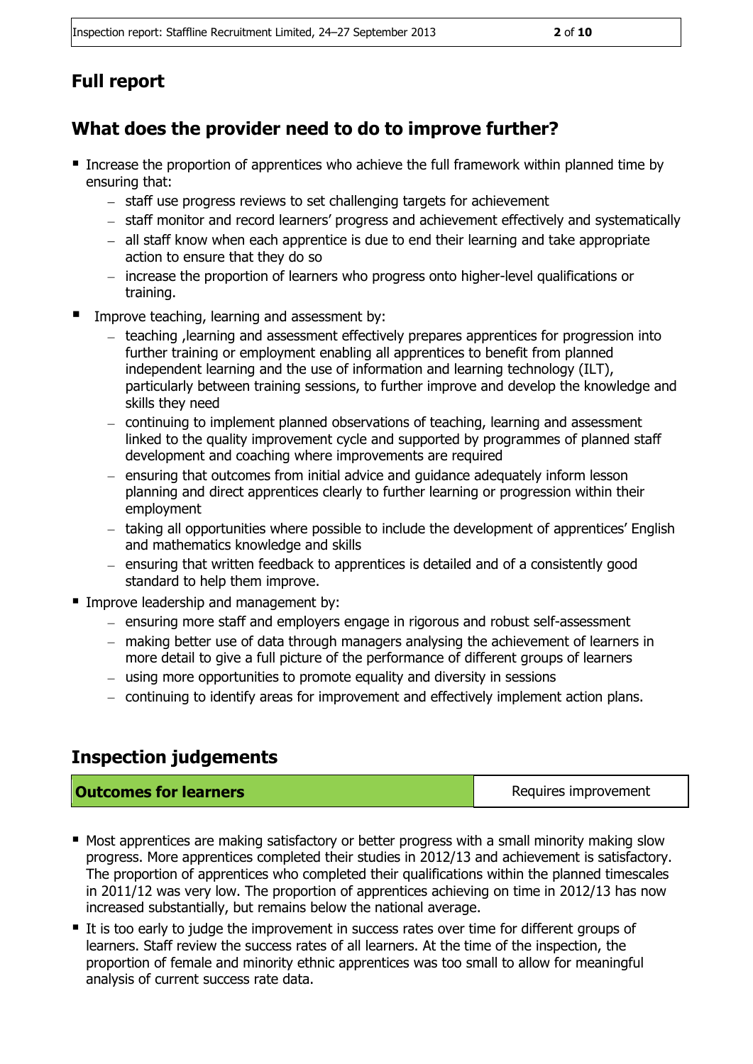## Full report

## What does the provider need to do to improve further?

- Increase the proportion of apprentices who achieve the full framework within planned time by ensuring that:
  - staff use progress reviews to set challenging targets for achievement
  - staff monitor and record learners' progress and achievement effectively and systematically
  - all staff know when each apprentice is due to end their learning and take appropriate action to ensure that they do so
  - increase the proportion of learners who progress onto higher-level qualifications or training.
- Improve teaching, learning and assessment by:
  - teaching ,learning and assessment effectively prepares apprentices for progression into further training or employment enabling all apprentices to benefit from planned independent learning and the use of information and learning technology (ILT), particularly between training sessions, to further improve and develop the knowledge and skills they need
  - continuing to implement planned observations of teaching, learning and assessment linked to the quality improvement cycle and supported by programmes of planned staff development and coaching where improvements are required
  - ensuring that outcomes from initial advice and guidance adequately inform lesson planning and direct apprentices clearly to further learning or progression within their employment
  - taking all opportunities where possible to include the development of apprentices' English and mathematics knowledge and skills
  - ensuring that written feedback to apprentices is detailed and of a consistently good standard to help them improve.
- Improve leadership and management by:
  - ensuring more staff and employers engage in rigorous and robust self-assessment
  - making better use of data through managers analysing the achievement of learners in more detail to give a full picture of the performance of different groups of learners
  - using more opportunities to promote equality and diversity in sessions
  - continuing to identify areas for improvement and effectively implement action plans.

## Inspection judgements

| Outcomes for learners | Requires improvement |
|---|---|

- Most apprentices are making satisfactory or better progress with a small minority making slow progress. More apprentices completed their studies in 2012/13 and achievement is satisfactory. The proportion of apprentices who completed their qualifications within the planned timescales in 2011/12 was very low. The proportion of apprentices achieving on time in 2012/13 has now increased substantially, but remains below the national average.
- It is too early to judge the improvement in success rates over time for different groups of learners. Staff review the success rates of all learners. At the time of the inspection, the proportion of female and minority ethnic apprentices was too small to allow for meaningful analysis of current success rate data.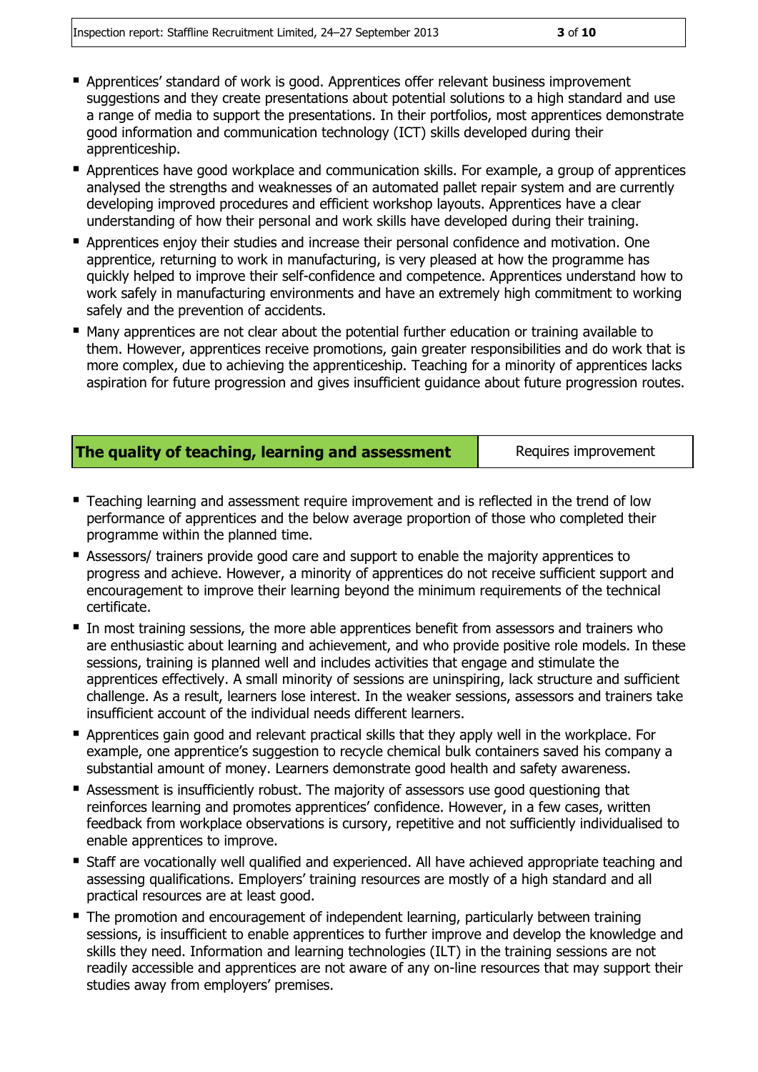- Apprentices' standard of work is good. Apprentices offer relevant business improvement suggestions and they create presentations about potential solutions to a high standard and use a range of media to support the presentations. In their portfolios, most apprentices demonstrate good information and communication technology (ICT) skills developed during their apprenticeship.
- Apprentices have good workplace and communication skills. For example, a group of apprentices analysed the strengths and weaknesses of an automated pallet repair system and are currently developing improved procedures and efficient workshop layouts. Apprentices have a clear understanding of how their personal and work skills have developed during their training.
- Apprentices enjoy their studies and increase their personal confidence and motivation. One apprentice, returning to work in manufacturing, is very pleased at how the programme has quickly helped to improve their self-confidence and competence. Apprentices understand how to work safely in manufacturing environments and have an extremely high commitment to working safely and the prevention of accidents.
- Many apprentices are not clear about the potential further education or training available to them. However, apprentices receive promotions, gain greater responsibilities and do work that is more complex, due to achieving the apprenticeship. Teaching for a minority of apprentices lacks aspiration for future progression and gives insufficient guidance about future progression routes.

| **The quality of teaching, learning and assessment** | Requires improvement |
|---|---|

- Teaching learning and assessment require improvement and is reflected in the trend of low performance of apprentices and the below average proportion of those who completed their programme within the planned time.
- Assessors/ trainers provide good care and support to enable the majority apprentices to progress and achieve. However, a minority of apprentices do not receive sufficient support and encouragement to improve their learning beyond the minimum requirements of the technical certificate.
- In most training sessions, the more able apprentices benefit from assessors and trainers who are enthusiastic about learning and achievement, and who provide positive role models. In these sessions, training is planned well and includes activities that engage and stimulate the apprentices effectively. A small minority of sessions are uninspiring, lack structure and sufficient challenge. As a result, learners lose interest. In the weaker sessions, assessors and trainers take insufficient account of the individual needs different learners.
- Apprentices gain good and relevant practical skills that they apply well in the workplace. For example, one apprentice's suggestion to recycle chemical bulk containers saved his company a substantial amount of money. Learners demonstrate good health and safety awareness.
- Assessment is insufficiently robust. The majority of assessors use good questioning that reinforces learning and promotes apprentices' confidence. However, in a few cases, written feedback from workplace observations is cursory, repetitive and not sufficiently individualised to enable apprentices to improve.
- Staff are vocationally well qualified and experienced. All have achieved appropriate teaching and assessing qualifications. Employers' training resources are mostly of a high standard and all practical resources are at least good.
- The promotion and encouragement of independent learning, particularly between training sessions, is insufficient to enable apprentices to further improve and develop the knowledge and skills they need. Information and learning technologies (ILT) in the training sessions are not readily accessible and apprentices are not aware of any on-line resources that may support their studies away from employers' premises.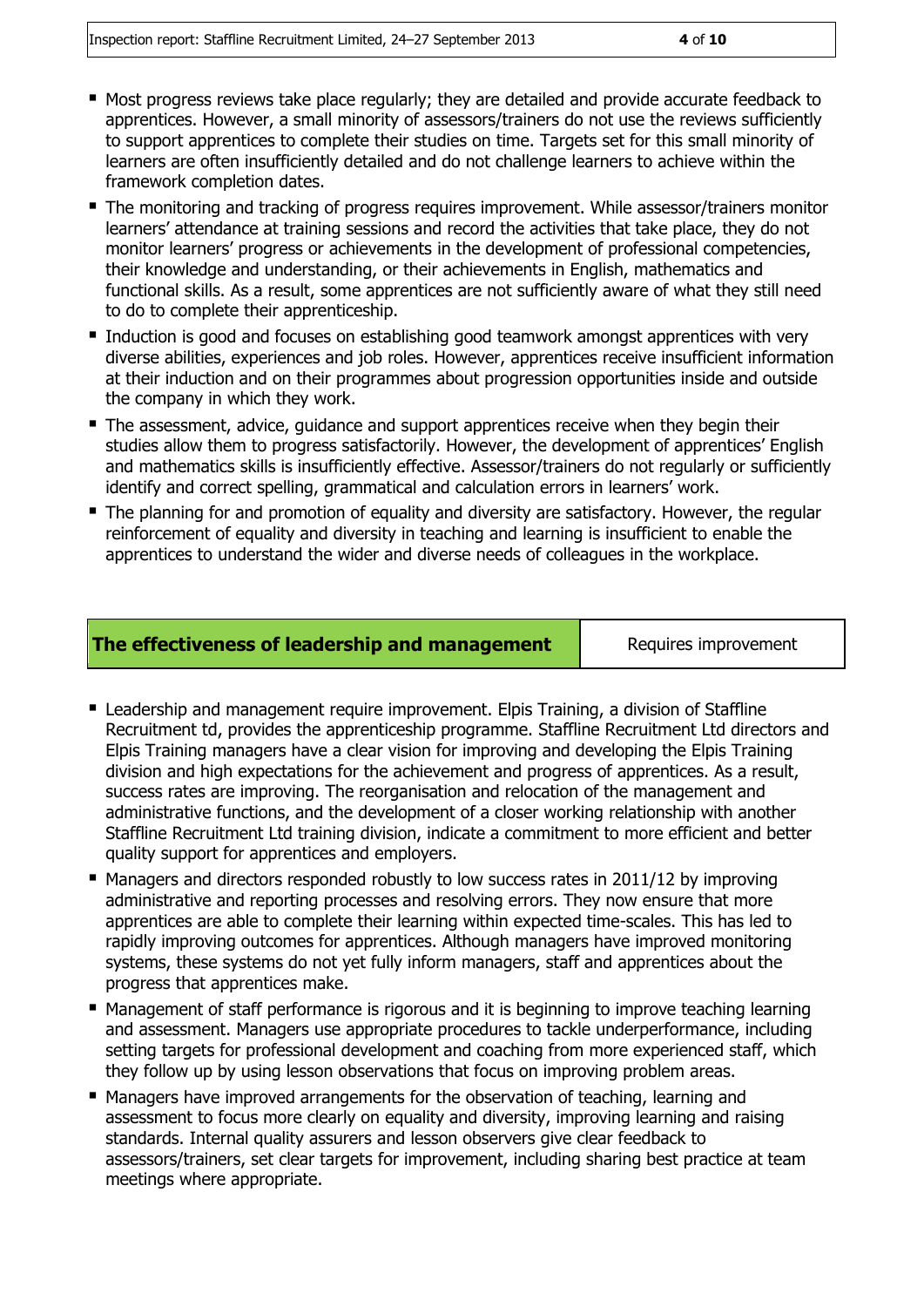- Most progress reviews take place regularly; they are detailed and provide accurate feedback to apprentices. However, a small minority of assessors/trainers do not use the reviews sufficiently to support apprentices to complete their studies on time. Targets set for this small minority of learners are often insufficiently detailed and do not challenge learners to achieve within the framework completion dates.
- The monitoring and tracking of progress requires improvement. While assessor/trainers monitor learners' attendance at training sessions and record the activities that take place, they do not monitor learners' progress or achievements in the development of professional competencies, their knowledge and understanding, or their achievements in English, mathematics and functional skills. As a result, some apprentices are not sufficiently aware of what they still need to do to complete their apprenticeship.
- Induction is good and focuses on establishing good teamwork amongst apprentices with very diverse abilities, experiences and job roles. However, apprentices receive insufficient information at their induction and on their programmes about progression opportunities inside and outside the company in which they work.
- The assessment, advice, guidance and support apprentices receive when they begin their studies allow them to progress satisfactorily. However, the development of apprentices' English and mathematics skills is insufficiently effective. Assessor/trainers do not regularly or sufficiently identify and correct spelling, grammatical and calculation errors in learners' work.
- The planning for and promotion of equality and diversity are satisfactory. However, the regular reinforcement of equality and diversity in teaching and learning is insufficient to enable the apprentices to understand the wider and diverse needs of colleagues in the workplace.

| **The effectiveness of leadership and management** | Requires improvement |
|---|---|

- Leadership and management require improvement. Elpis Training, a division of Staffline Recruitment td, provides the apprenticeship programme. Staffline Recruitment Ltd directors and Elpis Training managers have a clear vision for improving and developing the Elpis Training division and high expectations for the achievement and progress of apprentices. As a result, success rates are improving. The reorganisation and relocation of the management and administrative functions, and the development of a closer working relationship with another Staffline Recruitment Ltd training division, indicate a commitment to more efficient and better quality support for apprentices and employers.
- Managers and directors responded robustly to low success rates in 2011/12 by improving administrative and reporting processes and resolving errors. They now ensure that more apprentices are able to complete their learning within expected time-scales. This has led to rapidly improving outcomes for apprentices. Although managers have improved monitoring systems, these systems do not yet fully inform managers, staff and apprentices about the progress that apprentices make.
- Management of staff performance is rigorous and it is beginning to improve teaching learning and assessment. Managers use appropriate procedures to tackle underperformance, including setting targets for professional development and coaching from more experienced staff, which they follow up by using lesson observations that focus on improving problem areas.
- Managers have improved arrangements for the observation of teaching, learning and assessment to focus more clearly on equality and diversity, improving learning and raising standards. Internal quality assurers and lesson observers give clear feedback to assessors/trainers, set clear targets for improvement, including sharing best practice at team meetings where appropriate.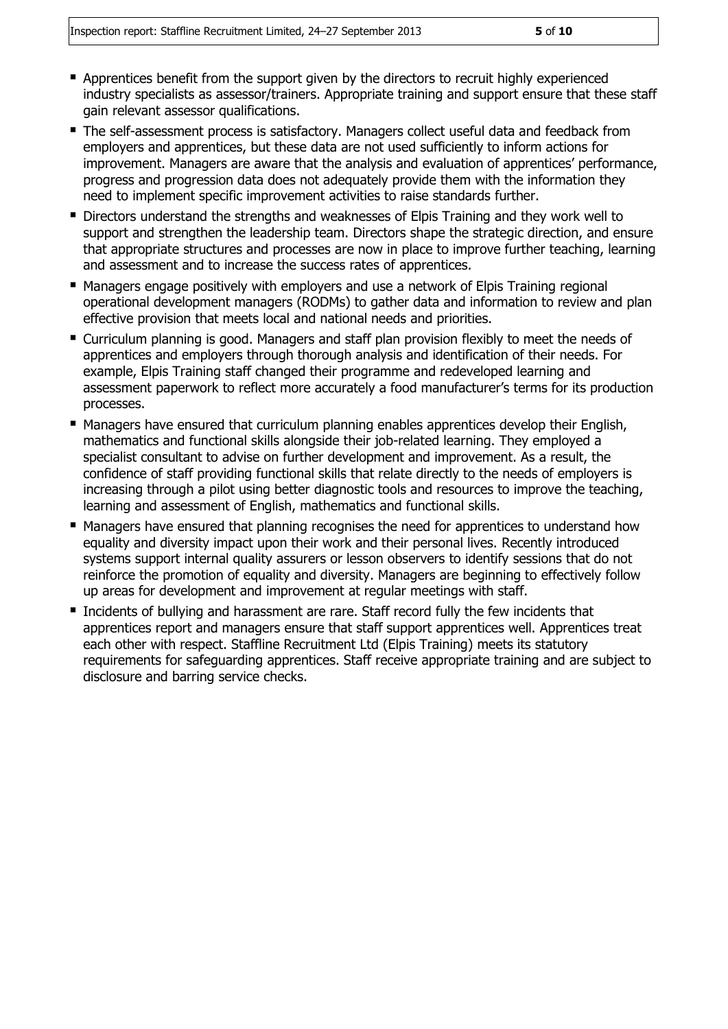- Apprentices benefit from the support given by the directors to recruit highly experienced industry specialists as assessor/trainers. Appropriate training and support ensure that these staff gain relevant assessor qualifications.
- The self-assessment process is satisfactory. Managers collect useful data and feedback from employers and apprentices, but these data are not used sufficiently to inform actions for improvement. Managers are aware that the analysis and evaluation of apprentices' performance, progress and progression data does not adequately provide them with the information they need to implement specific improvement activities to raise standards further.
- Directors understand the strengths and weaknesses of Elpis Training and they work well to support and strengthen the leadership team. Directors shape the strategic direction, and ensure that appropriate structures and processes are now in place to improve further teaching, learning and assessment and to increase the success rates of apprentices.
- Managers engage positively with employers and use a network of Elpis Training regional operational development managers (RODMs) to gather data and information to review and plan effective provision that meets local and national needs and priorities.
- Curriculum planning is good. Managers and staff plan provision flexibly to meet the needs of apprentices and employers through thorough analysis and identification of their needs. For example, Elpis Training staff changed their programme and redeveloped learning and assessment paperwork to reflect more accurately a food manufacturer's terms for its production processes.
- Managers have ensured that curriculum planning enables apprentices develop their English, mathematics and functional skills alongside their job-related learning. They employed a specialist consultant to advise on further development and improvement. As a result, the confidence of staff providing functional skills that relate directly to the needs of employers is increasing through a pilot using better diagnostic tools and resources to improve the teaching, learning and assessment of English, mathematics and functional skills.
- Managers have ensured that planning recognises the need for apprentices to understand how equality and diversity impact upon their work and their personal lives. Recently introduced systems support internal quality assurers or lesson observers to identify sessions that do not reinforce the promotion of equality and diversity. Managers are beginning to effectively follow up areas for development and improvement at regular meetings with staff.
- Incidents of bullying and harassment are rare. Staff record fully the few incidents that apprentices report and managers ensure that staff support apprentices well. Apprentices treat each other with respect. Staffline Recruitment Ltd (Elpis Training) meets its statutory requirements for safeguarding apprentices. Staff receive appropriate training and are subject to disclosure and barring service checks.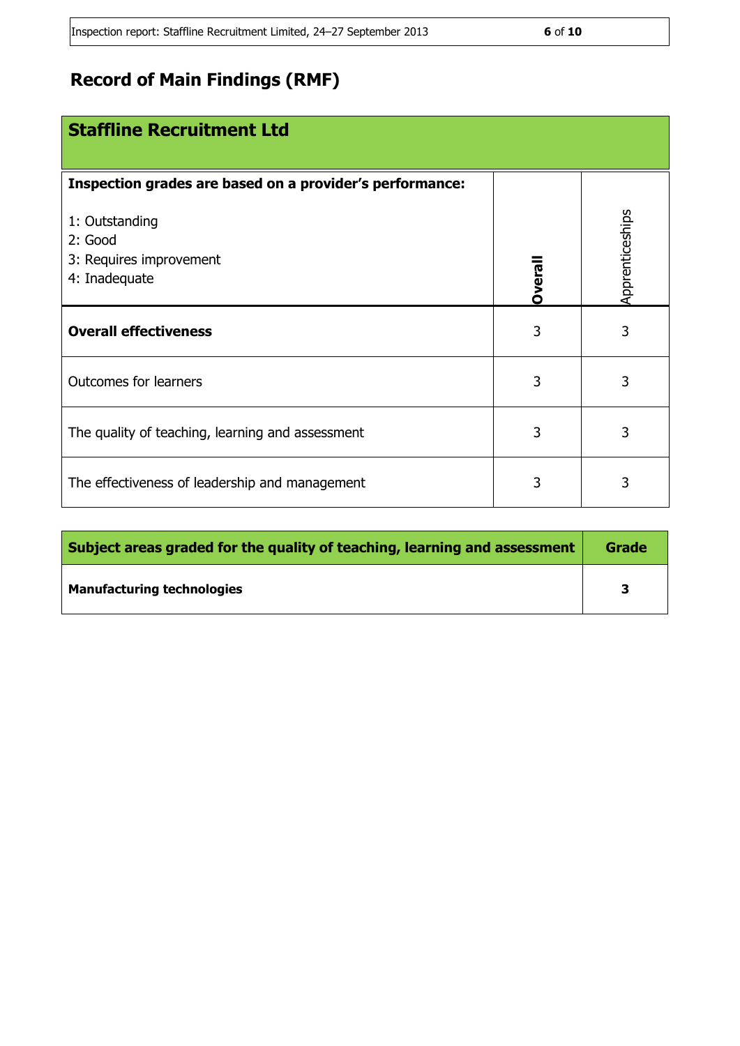## Record of Main Findings (RMF)

| Staffline Recruitment Ltd | | |
|---|---|---|
| **Inspection grades are based on a provider's performance:**<br><br>1: Outstanding<br>2: Good<br>3: Requires improvement<br>4: Inadequate | **Overall** | Apprenticeships |
| **Overall effectiveness** | 3 | 3 |
| Outcomes for learners | 3 | 3 |
| The quality of teaching, learning and assessment | 3 | 3 |
| The effectiveness of leadership and management | 3 | 3 |

| Subject areas graded for the quality of teaching, learning and assessment | Grade |
|---|---|
| **Manufacturing technologies** | **3** |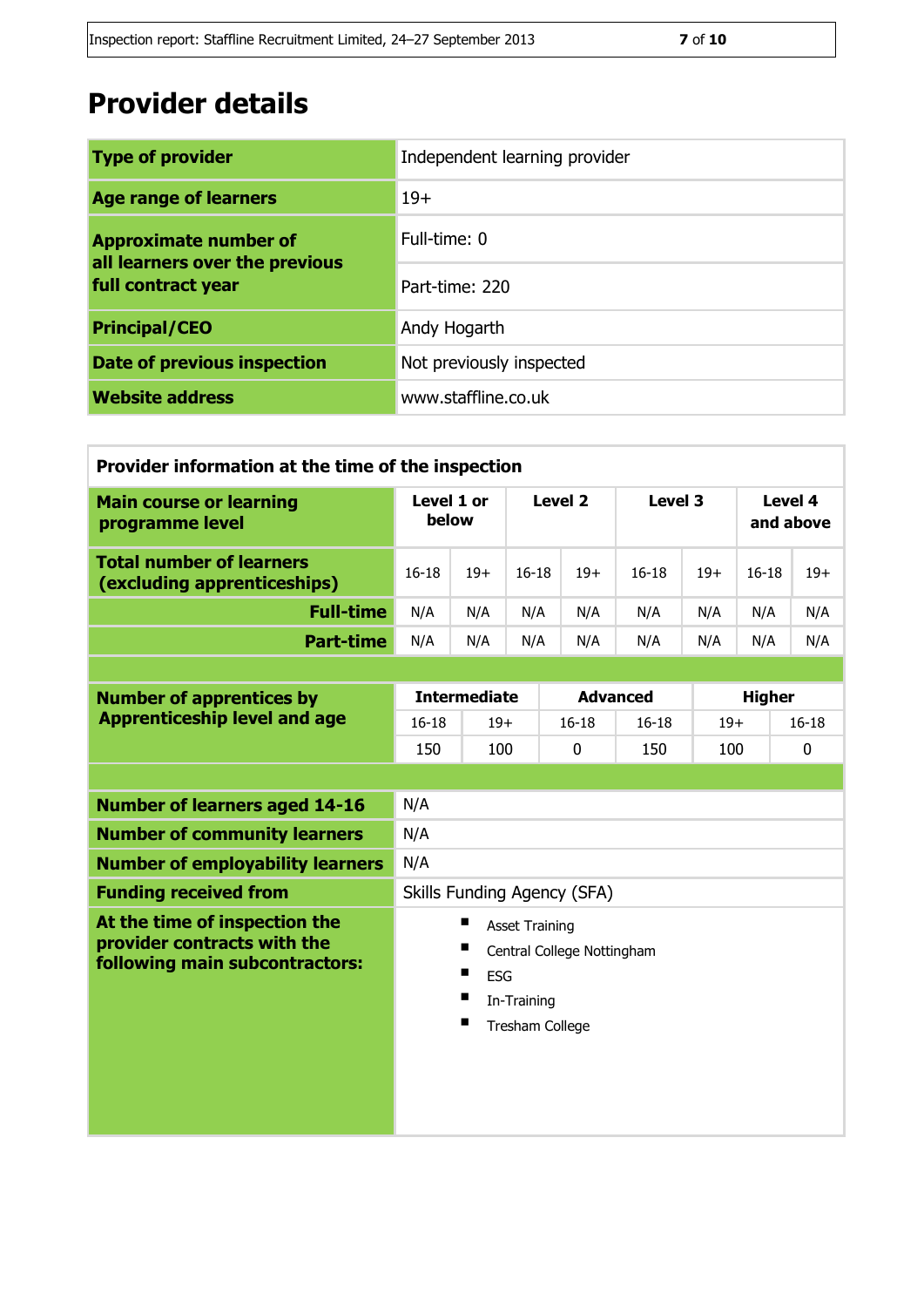# Provider details

| Type of provider | Independent learning provider |
|---|---|
| Age range of learners | 19+ |
| Approximate number of all learners over the previous full contract year | Full-time: 0 |
| | Part-time: 220 |
| Principal/CEO | Andy Hogarth |
| Date of previous inspection | Not previously inspected |
| Website address | www.staffline.co.uk |

**Provider information at the time of the inspection**

| Main course or learning programme level | Level 1 or below | | Level 2 | | Level 3 | | Level 4 and above | |
|---|---|---|---|---|---|---|---|---|
| Total number of learners (excluding apprenticeships) | 16-18 | 19+ | 16-18 | 19+ | 16-18 | 19+ | 16-18 | 19+ |
| Full-time | N/A | N/A | N/A | N/A | N/A | N/A | N/A | N/A |
| Part-time | N/A | N/A | N/A | N/A | N/A | N/A | N/A | N/A |

| Number of apprentices by Apprenticeship level and age | Intermediate | | Advanced | | Higher | |
|---|---|---|---|---|---|---|
| | 16-18 | 19+ | 16-18 | 16-18 | 19+ | 16-18 |
| | 150 | 100 | 0 | 150 | 100 | 0 |

| Number of learners aged 14-16 | N/A |
|---|---|
| Number of community learners | N/A |
| Number of employability learners | N/A |
| Funding received from | Skills Funding Agency (SFA) |
| At the time of inspection the provider contracts with the following main subcontractors: | Asset Training; Central College Nottingham; ESG; In-Training; Tresham College |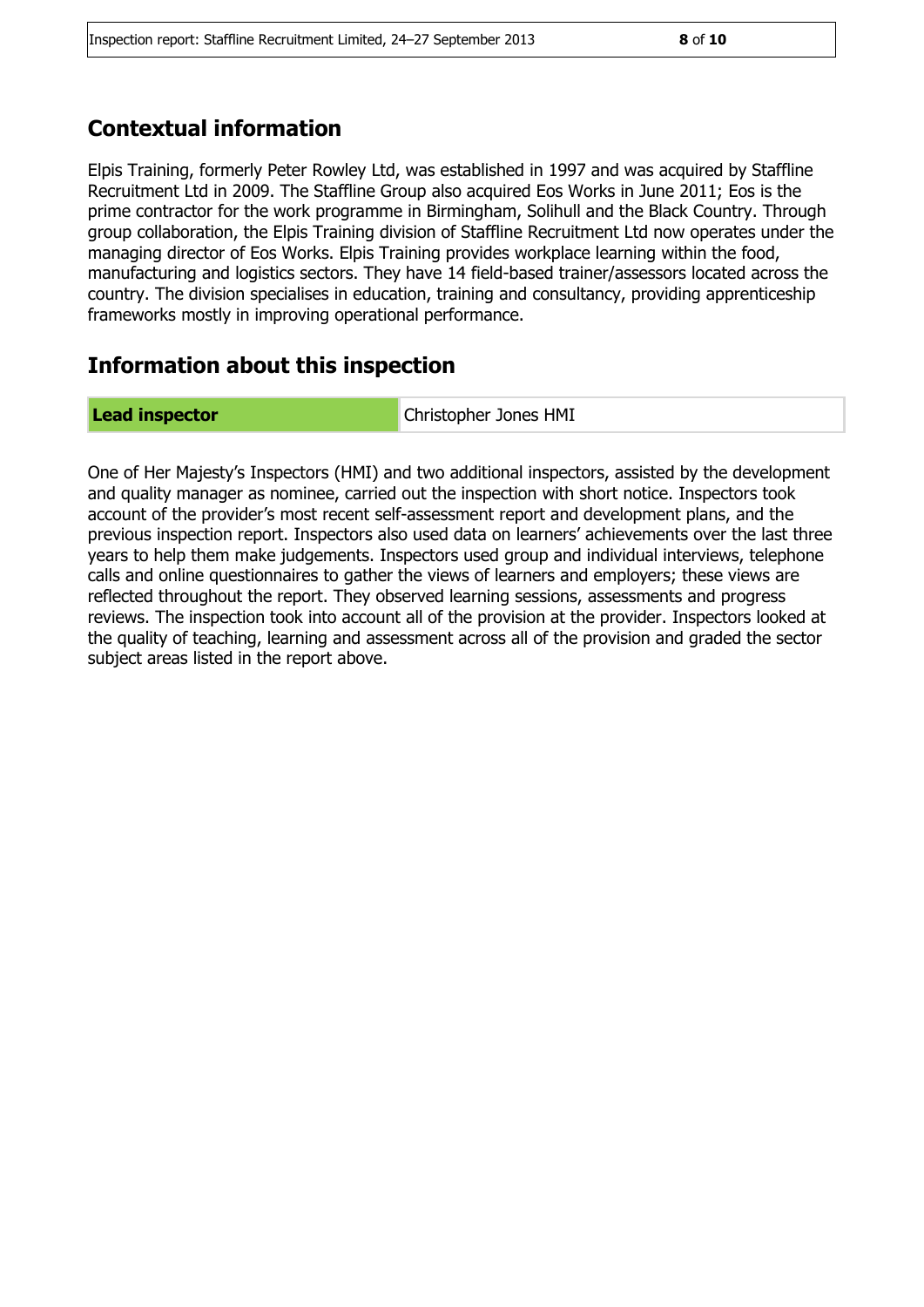## Contextual information

Elpis Training, formerly Peter Rowley Ltd, was established in 1997 and was acquired by Staffline Recruitment Ltd in 2009. The Staffline Group also acquired Eos Works in June 2011; Eos is the prime contractor for the work programme in Birmingham, Solihull and the Black Country. Through group collaboration, the Elpis Training division of Staffline Recruitment Ltd now operates under the managing director of Eos Works. Elpis Training provides workplace learning within the food, manufacturing and logistics sectors. They have 14 field-based trainer/assessors located across the country. The division specialises in education, training and consultancy, providing apprenticeship frameworks mostly in improving operational performance.

## Information about this inspection

| **Lead inspector** | Christopher Jones HMI |
|---|---|

One of Her Majesty's Inspectors (HMI) and two additional inspectors, assisted by the development and quality manager as nominee, carried out the inspection with short notice. Inspectors took account of the provider's most recent self-assessment report and development plans, and the previous inspection report. Inspectors also used data on learners' achievements over the last three years to help them make judgements. Inspectors used group and individual interviews, telephone calls and online questionnaires to gather the views of learners and employers; these views are reflected throughout the report. They observed learning sessions, assessments and progress reviews. The inspection took into account all of the provision at the provider. Inspectors looked at the quality of teaching, learning and assessment across all of the provision and graded the sector subject areas listed in the report above.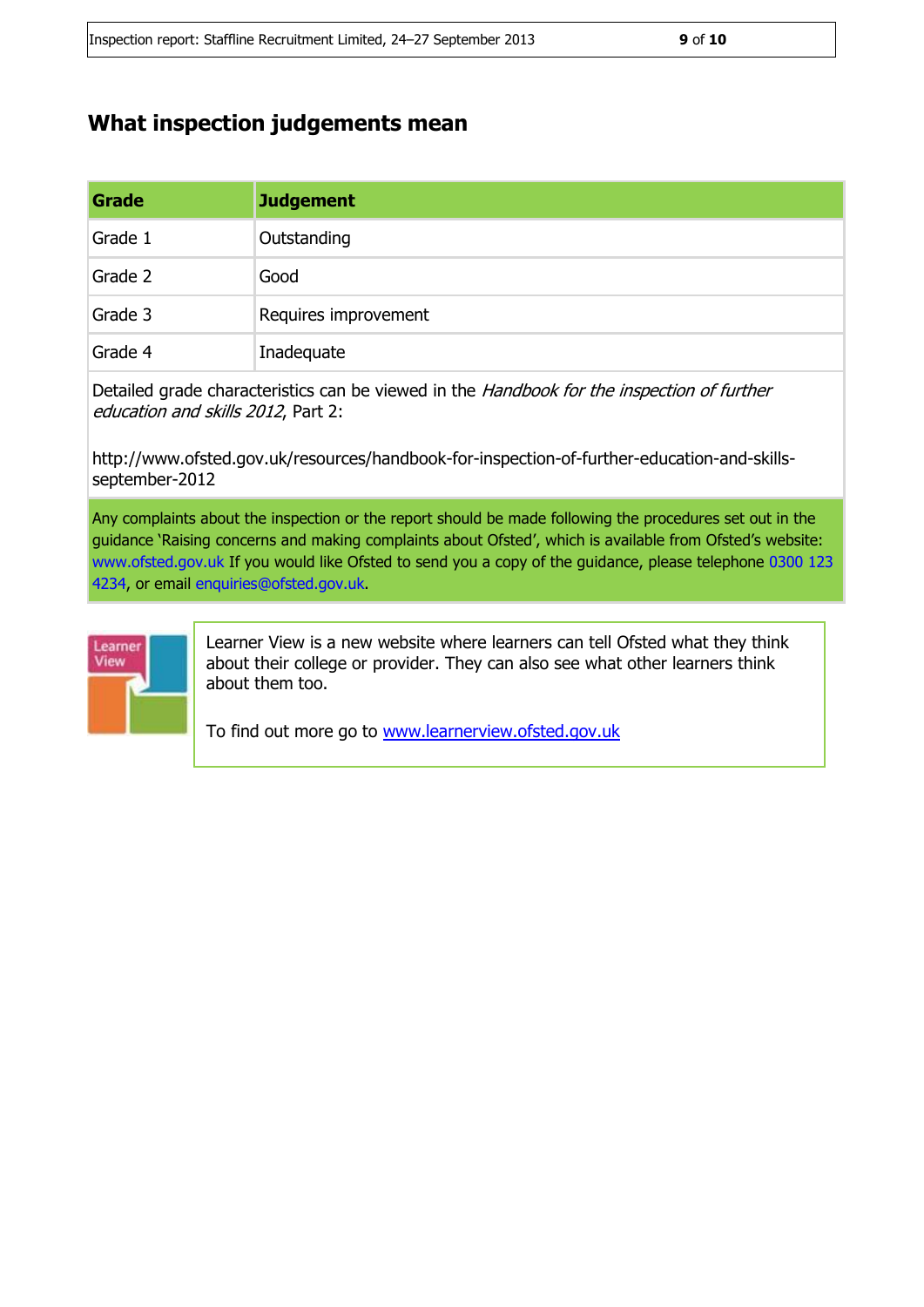## What inspection judgements mean

| Grade | Judgement |
|---|---|
| Grade 1 | Outstanding |
| Grade 2 | Good |
| Grade 3 | Requires improvement |
| Grade 4 | Inadequate |

Detailed grade characteristics can be viewed in the *Handbook for the inspection of further education and skills 2012*, Part 2:

http://www.ofsted.gov.uk/resources/handbook-for-inspection-of-further-education-and-skills-september-2012

Any complaints about the inspection or the report should be made following the procedures set out in the guidance 'Raising concerns and making complaints about Ofsted', which is available from Ofsted's website: www.ofsted.gov.uk If you would like Ofsted to send you a copy of the guidance, please telephone 0300 123 4234, or email enquiries@ofsted.gov.uk.

Learner View is a new website where learners can tell Ofsted what they think about their college or provider. They can also see what other learners think about them too.

To find out more go to www.learnerview.ofsted.gov.uk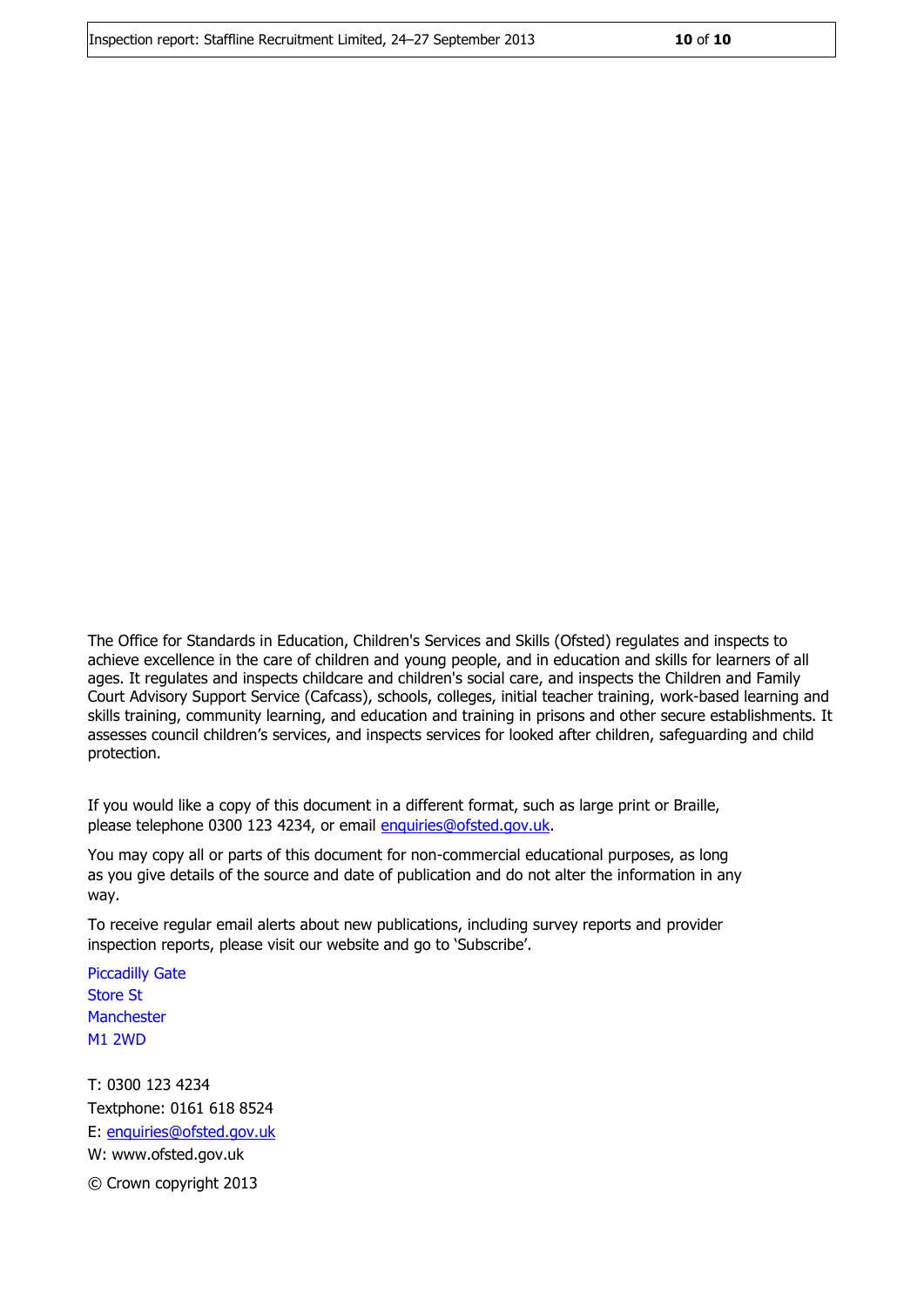The Office for Standards in Education, Children's Services and Skills (Ofsted) regulates and inspects to achieve excellence in the care of children and young people, and in education and skills for learners of all ages. It regulates and inspects childcare and children's social care, and inspects the Children and Family Court Advisory Support Service (Cafcass), schools, colleges, initial teacher training, work-based learning and skills training, community learning, and education and training in prisons and other secure establishments. It assesses council children's services, and inspects services for looked after children, safeguarding and child protection.

If you would like a copy of this document in a different format, such as large print or Braille, please telephone 0300 123 4234, or email enquiries@ofsted.gov.uk.

You may copy all or parts of this document for non-commercial educational purposes, as long as you give details of the source and date of publication and do not alter the information in any way.

To receive regular email alerts about new publications, including survey reports and provider inspection reports, please visit our website and go to 'Subscribe'.

Piccadilly Gate  
Store St  
Manchester  
M1 2WD

T: 0300 123 4234  
Textphone: 0161 618 8524  
E: enquiries@ofsted.gov.uk  
W: www.ofsted.gov.uk

© Crown copyright 2013